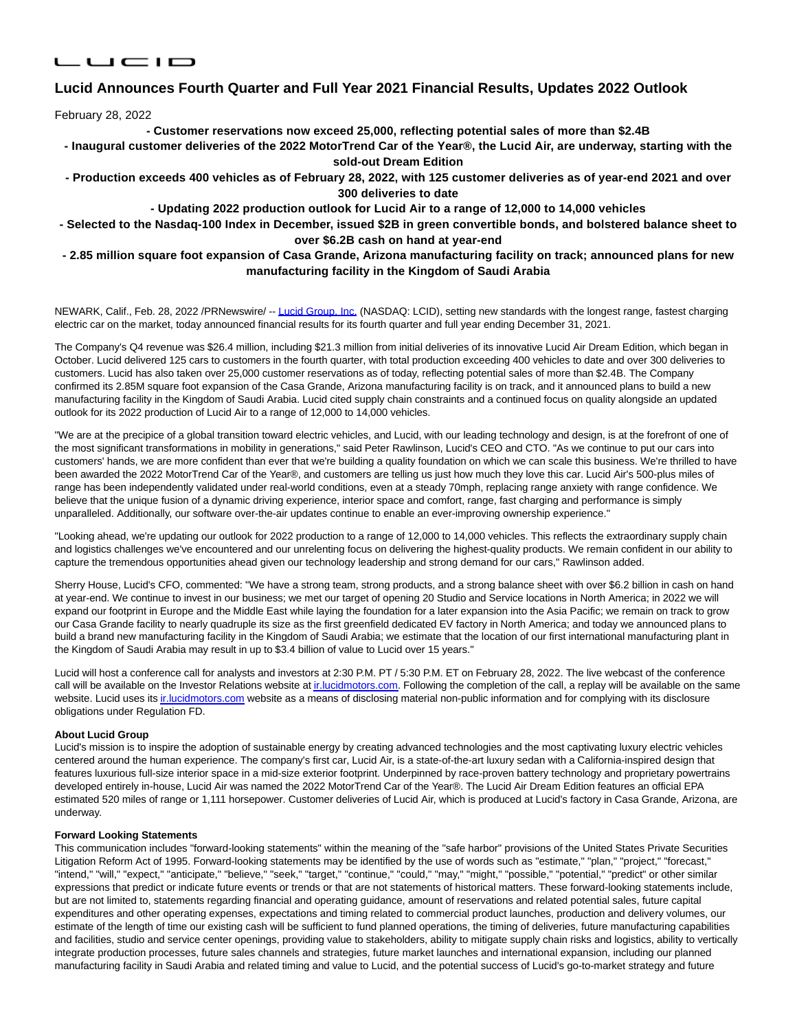LUCID

# Lucid Announces Fourth Quarter and Full Year 2021 Financial Results, Updates 2022 Outlook

February 28, 2022

**- Customer reservations now exceed 25,000, reflecting potential sales of more than $2.4B**

**- Inaugural customer deliveries of the 2022 MotorTrend Car of the Year®, the Lucid Air, are underway, starting with the sold-out Dream Edition**

**- Production exceeds 400 vehicles as of February 28, 2022, with 125 customer deliveries as of year-end 2021 and over 300 deliveries to date**

**- Updating 2022 production outlook for Lucid Air to a range of 12,000 to 14,000 vehicles**

**- Selected to the Nasdaq-100 Index in December, issued $2B in green convertible bonds, and bolstered balance sheet to over $6.2B cash on hand at year-end**

**- 2.85 million square foot expansion of Casa Grande, Arizona manufacturing facility on track; announced plans for new manufacturing facility in the Kingdom of Saudi Arabia**

NEWARK, Calif., Feb. 28, 2022 /PRNewswire/ -- Lucid Group, Inc. (NASDAQ: LCID), setting new standards with the longest range, fastest charging electric car on the market, today announced financial results for its fourth quarter and full year ending December 31, 2021.

The Company's Q4 revenue was $26.4 million, including $21.3 million from initial deliveries of its innovative Lucid Air Dream Edition, which began in October. Lucid delivered 125 cars to customers in the fourth quarter, with total production exceeding 400 vehicles to date and over 300 deliveries to customers. Lucid has also taken over 25,000 customer reservations as of today, reflecting potential sales of more than $2.4B. The Company confirmed its 2.85M square foot expansion of the Casa Grande, Arizona manufacturing facility is on track, and it announced plans to build a new manufacturing facility in the Kingdom of Saudi Arabia. Lucid cited supply chain constraints and a continued focus on quality alongside an updated outlook for its 2022 production of Lucid Air to a range of 12,000 to 14,000 vehicles.

"We are at the precipice of a global transition toward electric vehicles, and Lucid, with our leading technology and design, is at the forefront of one of the most significant transformations in mobility in generations," said Peter Rawlinson, Lucid's CEO and CTO. "As we continue to put our cars into customers' hands, we are more confident than ever that we're building a quality foundation on which we can scale this business. We're thrilled to have been awarded the 2022 MotorTrend Car of the Year®, and customers are telling us just how much they love this car. Lucid Air's 500-plus miles of range has been independently validated under real-world conditions, even at a steady 70mph, replacing range anxiety with range confidence. We believe that the unique fusion of a dynamic driving experience, interior space and comfort, range, fast charging and performance is simply unparalleled. Additionally, our software over-the-air updates continue to enable an ever-improving ownership experience."

"Looking ahead, we're updating our outlook for 2022 production to a range of 12,000 to 14,000 vehicles. This reflects the extraordinary supply chain and logistics challenges we've encountered and our unrelenting focus on delivering the highest-quality products. We remain confident in our ability to capture the tremendous opportunities ahead given our technology leadership and strong demand for our cars," Rawlinson added.

Sherry House, Lucid's CFO, commented: "We have a strong team, strong products, and a strong balance sheet with over $6.2 billion in cash on hand at year-end. We continue to invest in our business; we met our target of opening 20 Studio and Service locations in North America; in 2022 we will expand our footprint in Europe and the Middle East while laying the foundation for a later expansion into the Asia Pacific; we remain on track to grow our Casa Grande facility to nearly quadruple its size as the first greenfield dedicated EV factory in North America; and today we announced plans to build a brand new manufacturing facility in the Kingdom of Saudi Arabia; we estimate that the location of our first international manufacturing plant in the Kingdom of Saudi Arabia may result in up to $3.4 billion of value to Lucid over 15 years."

Lucid will host a conference call for analysts and investors at 2:30 P.M. PT / 5:30 P.M. ET on February 28, 2022. The live webcast of the conference call will be available on the Investor Relations website at ir.lucidmotors.com. Following the completion of the call, a replay will be available on the same website. Lucid uses its ir.lucidmotors.com website as a means of disclosing material non-public information and for complying with its disclosure obligations under Regulation FD.

**About Lucid Group**

Lucid's mission is to inspire the adoption of sustainable energy by creating advanced technologies and the most captivating luxury electric vehicles centered around the human experience. The company's first car, Lucid Air, is a state-of-the-art luxury sedan with a California-inspired design that features luxurious full-size interior space in a mid-size exterior footprint. Underpinned by race-proven battery technology and proprietary powertrains developed entirely in-house, Lucid Air was named the 2022 MotorTrend Car of the Year®. The Lucid Air Dream Edition features an official EPA estimated 520 miles of range or 1,111 horsepower. Customer deliveries of Lucid Air, which is produced at Lucid's factory in Casa Grande, Arizona, are underway.

**Forward Looking Statements**

This communication includes "forward-looking statements" within the meaning of the "safe harbor" provisions of the United States Private Securities Litigation Reform Act of 1995. Forward-looking statements may be identified by the use of words such as "estimate," "plan," "project," "forecast," "intend," "will," "expect," "anticipate," "believe," "seek," "target," "continue," "could," "may," "might," "possible," "potential," "predict" or other similar expressions that predict or indicate future events or trends or that are not statements of historical matters. These forward-looking statements include, but are not limited to, statements regarding financial and operating guidance, amount of reservations and related potential sales, future capital expenditures and other operating expenses, expectations and timing related to commercial product launches, production and delivery volumes, our estimate of the length of time our existing cash will be sufficient to fund planned operations, the timing of deliveries, future manufacturing capabilities and facilities, studio and service center openings, providing value to stakeholders, ability to mitigate supply chain risks and logistics, ability to vertically integrate production processes, future sales channels and strategies, future market launches and international expansion, including our planned manufacturing facility in Saudi Arabia and related timing and value to Lucid, and the potential success of Lucid's go-to-market strategy and future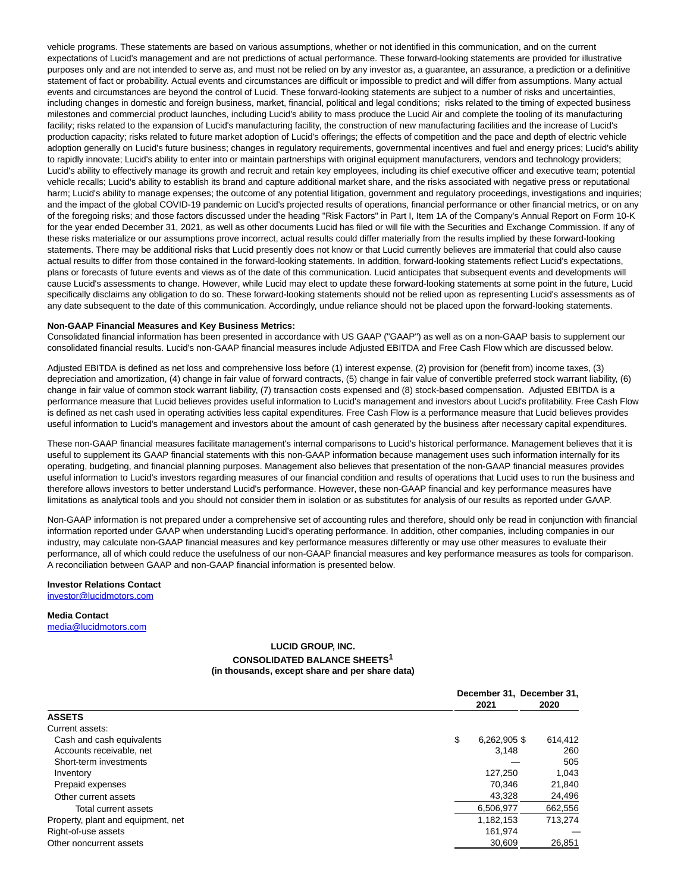vehicle programs. These statements are based on various assumptions, whether or not identified in this communication, and on the current expectations of Lucid's management and are not predictions of actual performance. These forward-looking statements are provided for illustrative purposes only and are not intended to serve as, and must not be relied on by any investor as, a guarantee, an assurance, a prediction or a definitive statement of fact or probability. Actual events and circumstances are difficult or impossible to predict and will differ from assumptions. Many actual events and circumstances are beyond the control of Lucid. These forward-looking statements are subject to a number of risks and uncertainties, including changes in domestic and foreign business, market, financial, political and legal conditions; risks related to the timing of expected business milestones and commercial product launches, including Lucid's ability to mass produce the Lucid Air and complete the tooling of its manufacturing facility; risks related to the expansion of Lucid's manufacturing facility, the construction of new manufacturing facilities and the increase of Lucid's production capacity; risks related to future market adoption of Lucid's offerings; the effects of competition and the pace and depth of electric vehicle adoption generally on Lucid's future business; changes in regulatory requirements, governmental incentives and fuel and energy prices; Lucid's ability to rapidly innovate; Lucid's ability to enter into or maintain partnerships with original equipment manufacturers, vendors and technology providers; Lucid's ability to effectively manage its growth and recruit and retain key employees, including its chief executive officer and executive team; potential vehicle recalls; Lucid's ability to establish its brand and capture additional market share, and the risks associated with negative press or reputational harm; Lucid's ability to manage expenses; the outcome of any potential litigation, government and regulatory proceedings, investigations and inquiries; and the impact of the global COVID-19 pandemic on Lucid's projected results of operations, financial performance or other financial metrics, or on any of the foregoing risks; and those factors discussed under the heading "Risk Factors" in Part I, Item 1A of the Company's Annual Report on Form 10-K for the year ended December 31, 2021, as well as other documents Lucid has filed or will file with the Securities and Exchange Commission. If any of these risks materialize or our assumptions prove incorrect, actual results could differ materially from the results implied by these forward-looking statements. There may be additional risks that Lucid presently does not know or that Lucid currently believes are immaterial that could also cause actual results to differ from those contained in the forward-looking statements. In addition, forward-looking statements reflect Lucid's expectations, plans or forecasts of future events and views as of the date of this communication. Lucid anticipates that subsequent events and developments will cause Lucid's assessments to change. However, while Lucid may elect to update these forward-looking statements at some point in the future, Lucid specifically disclaims any obligation to do so. These forward-looking statements should not be relied upon as representing Lucid's assessments as of any date subsequent to the date of this communication. Accordingly, undue reliance should not be placed upon the forward-looking statements.

**Non-GAAP Financial Measures and Key Business Metrics:**
Consolidated financial information has been presented in accordance with US GAAP ("GAAP") as well as on a non-GAAP basis to supplement our consolidated financial results. Lucid's non-GAAP financial measures include Adjusted EBITDA and Free Cash Flow which are discussed below.

Adjusted EBITDA is defined as net loss and comprehensive loss before (1) interest expense, (2) provision for (benefit from) income taxes, (3) depreciation and amortization, (4) change in fair value of forward contracts, (5) change in fair value of convertible preferred stock warrant liability, (6) change in fair value of common stock warrant liability, (7) transaction costs expensed and (8) stock-based compensation. Adjusted EBITDA is a performance measure that Lucid believes provides useful information to Lucid's management and investors about Lucid's profitability. Free Cash Flow is defined as net cash used in operating activities less capital expenditures. Free Cash Flow is a performance measure that Lucid believes provides useful information to Lucid's management and investors about the amount of cash generated by the business after necessary capital expenditures.

These non-GAAP financial measures facilitate management's internal comparisons to Lucid's historical performance. Management believes that it is useful to supplement its GAAP financial statements with this non-GAAP information because management uses such information internally for its operating, budgeting, and financial planning purposes. Management also believes that presentation of the non-GAAP financial measures provides useful information to Lucid's investors regarding measures of our financial condition and results of operations that Lucid uses to run the business and therefore allows investors to better understand Lucid's performance. However, these non-GAAP financial and key performance measures have limitations as analytical tools and you should not consider them in isolation or as substitutes for analysis of our results as reported under GAAP.

Non-GAAP information is not prepared under a comprehensive set of accounting rules and therefore, should only be read in conjunction with financial information reported under GAAP when understanding Lucid's operating performance. In addition, other companies, including companies in our industry, may calculate non-GAAP financial measures and key performance measures differently or may use other measures to evaluate their performance, all of which could reduce the usefulness of our non-GAAP financial measures and key performance measures as tools for comparison. A reconciliation between GAAP and non-GAAP financial information is presented below.

**Investor Relations Contact**
investor@lucidmotors.com

**Media Contact**
media@lucidmotors.com

**LUCID GROUP, INC.**
**CONSOLIDATED BALANCE SHEETS[1]**
**(in thousands, except share and per share data)**

| | December 31, 2021 | December 31, 2020 |
|---|---|---|
| **ASSETS** | | |
| Current assets: | | |
| Cash and cash equivalents | $ 6,262,905 | $ 614,412 |
| Accounts receivable, net | 3,148 | 260 |
| Short-term investments | — | 505 |
| Inventory | 127,250 | 1,043 |
| Prepaid expenses | 70,346 | 21,840 |
| Other current assets | 43,328 | 24,496 |
| Total current assets | 6,506,977 | 662,556 |
| Property, plant and equipment, net | 1,182,153 | 713,274 |
| Right-of-use assets | 161,974 | — |
| Other noncurrent assets | 30,609 | 26,851 |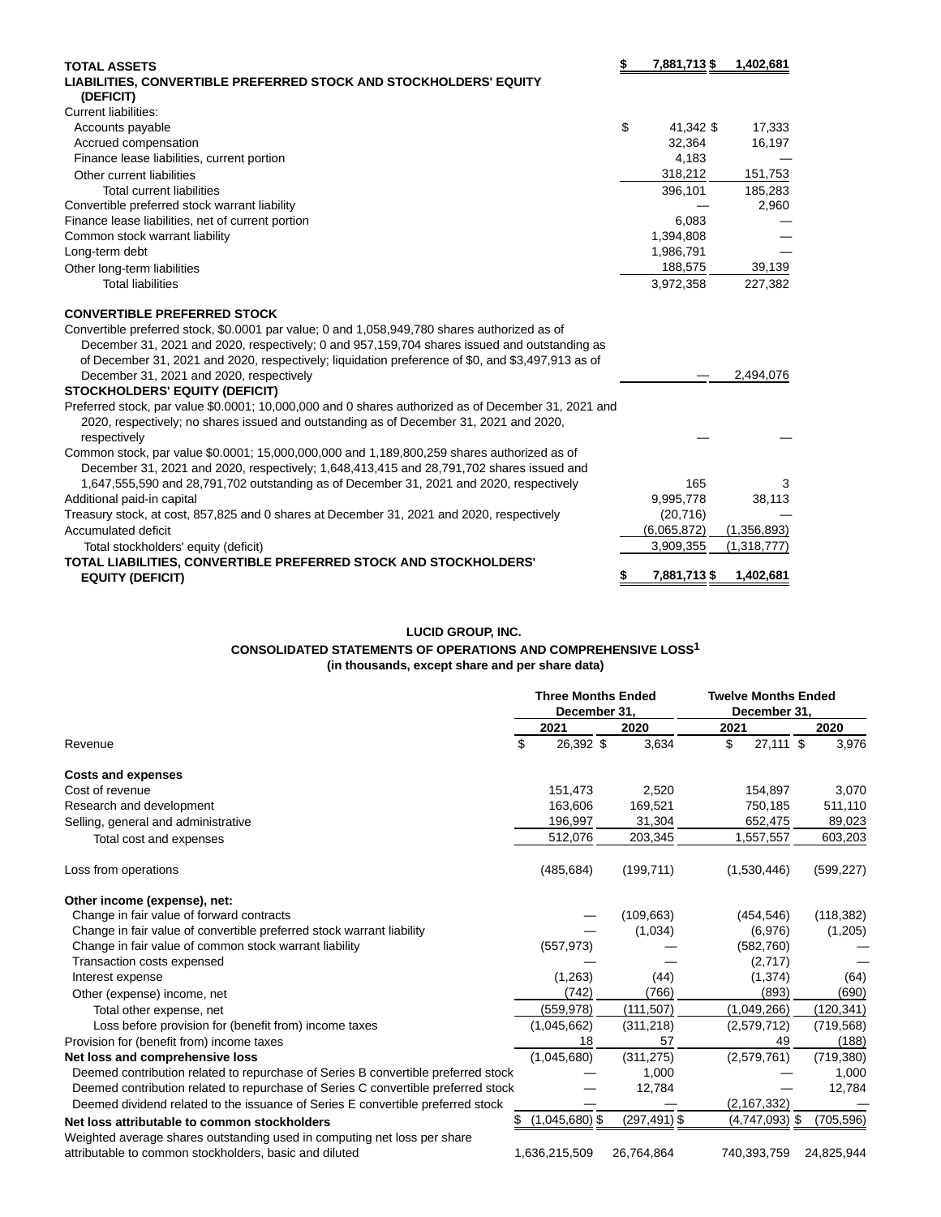| | 2021 | 2020 |
|---|---|---|
| **TOTAL ASSETS** | $ 7,881,713 | $ 1,402,681 |
| **LIABILITIES, CONVERTIBLE PREFERRED STOCK AND STOCKHOLDERS' EQUITY (DEFICIT)** | | |
| Current liabilities: | | |
| Accounts payable | $ 41,342 | $ 17,333 |
| Accrued compensation | 32,364 | 16,197 |
| Finance lease liabilities, current portion | 4,183 | — |
| Other current liabilities | 318,212 | 151,753 |
| Total current liabilities | 396,101 | 185,283 |
| Convertible preferred stock warrant liability | — | 2,960 |
| Finance lease liabilities, net of current portion | 6,083 | — |
| Common stock warrant liability | 1,394,808 | — |
| Long-term debt | 1,986,791 | — |
| Other long-term liabilities | 188,575 | 39,139 |
| Total liabilities | 3,972,358 | 227,382 |
| **CONVERTIBLE PREFERRED STOCK** | | |
| Convertible preferred stock, $0.0001 par value; 0 and 1,058,949,780 shares authorized as of December 31, 2021 and 2020, respectively; 0 and 957,159,704 shares issued and outstanding as of December 31, 2021 and 2020, respectively; liquidation preference of $0, and $3,497,913 as of December 31, 2021 and 2020, respectively | — | 2,494,076 |
| **STOCKHOLDERS' EQUITY (DEFICIT)** | | |
| Preferred stock, par value $0.0001; 10,000,000 and 0 shares authorized as of December 31, 2021 and 2020, respectively; no shares issued and outstanding as of December 31, 2021 and 2020, respectively | — | — |
| Common stock, par value $0.0001; 15,000,000,000 and 1,189,800,259 shares authorized as of December 31, 2021 and 2020, respectively; 1,648,413,415 and 28,791,702 shares issued and 1,647,555,590 and 28,791,702 outstanding as of December 31, 2021 and 2020, respectively | 165 | 3 |
| Additional paid-in capital | 9,995,778 | 38,113 |
| Treasury stock, at cost, 857,825 and 0 shares at December 31, 2021 and 2020, respectively | (20,716) | — |
| Accumulated deficit | (6,065,872) | (1,356,893) |
| Total stockholders' equity (deficit) | 3,909,355 | (1,318,777) |
| **TOTAL LIABILITIES, CONVERTIBLE PREFERRED STOCK AND STOCKHOLDERS' EQUITY (DEFICIT)** | $ 7,881,713 | $ 1,402,681 |

**LUCID GROUP, INC.**

**CONSOLIDATED STATEMENTS OF OPERATIONS AND COMPREHENSIVE LOSS[1]**

**(in thousands, except share and per share data)**

| | Three Months Ended December 31, | | Twelve Months Ended December 31, | |
|---|---|---|---|---|
| | 2021 | 2020 | 2021 | 2020 |
| Revenue | $ 26,392 | $ 3,634 | $ 27,111 | $ 3,976 |
| **Costs and expenses** | | | | |
| Cost of revenue | 151,473 | 2,520 | 154,897 | 3,070 |
| Research and development | 163,606 | 169,521 | 750,185 | 511,110 |
| Selling, general and administrative | 196,997 | 31,304 | 652,475 | 89,023 |
| Total cost and expenses | 512,076 | 203,345 | 1,557,557 | 603,203 |
| Loss from operations | (485,684) | (199,711) | (1,530,446) | (599,227) |
| **Other income (expense), net:** | | | | |
| Change in fair value of forward contracts | — | (109,663) | (454,546) | (118,382) |
| Change in fair value of convertible preferred stock warrant liability | — | (1,034) | (6,976) | (1,205) |
| Change in fair value of common stock warrant liability | (557,973) | — | (582,760) | — |
| Transaction costs expensed | — | — | (2,717) | — |
| Interest expense | (1,263) | (44) | (1,374) | (64) |
| Other (expense) income, net | (742) | (766) | (893) | (690) |
| Total other expense, net | (559,978) | (111,507) | (1,049,266) | (120,341) |
| Loss before provision for (benefit from) income taxes | (1,045,662) | (311,218) | (2,579,712) | (719,568) |
| Provision for (benefit from) income taxes | 18 | 57 | 49 | (188) |
| **Net loss and comprehensive loss** | (1,045,680) | (311,275) | (2,579,761) | (719,380) |
| Deemed contribution related to repurchase of Series B convertible preferred stock | — | 1,000 | — | 1,000 |
| Deemed contribution related to repurchase of Series C convertible preferred stock | — | 12,784 | — | 12,784 |
| Deemed dividend related to the issuance of Series E convertible preferred stock | — | — | (2,167,332) | — |
| **Net loss attributable to common stockholders** | $ (1,045,680) | $ (297,491) | $ (4,747,093) | $ (705,596) |
| Weighted average shares outstanding used in computing net loss per share attributable to common stockholders, basic and diluted | 1,636,215,509 | 26,764,864 | 740,393,759 | 24,825,944 |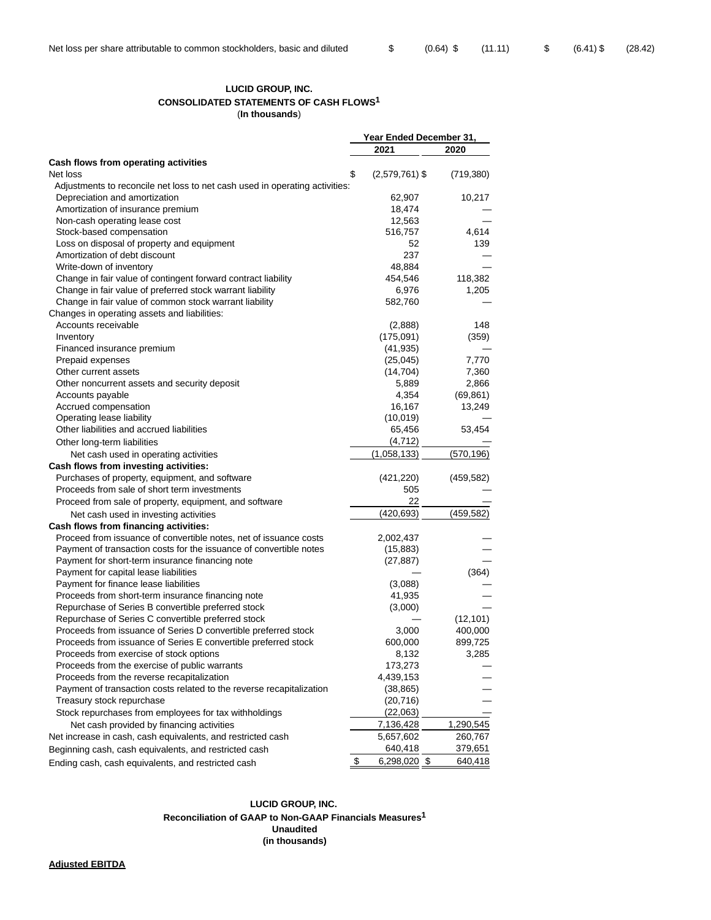| | | | | |
|---|---|---|---|---|
| Net loss per share attributable to common stockholders, basic and diluted | $ (0.64) | $ (11.11) | $ (6.41) | $ (28.42) |

**LUCID GROUP, INC.**
**CONSOLIDATED STATEMENTS OF CASH FLOWS[1]**
(**In thousands**)

| | Year Ended December 31, | |
|---|---|---|
| | 2021 | 2020 |
| **Cash flows from operating activities** | | |
| Net loss | $ (2,579,761) | $ (719,380) |
| Adjustments to reconcile net loss to net cash used in operating activities: | | |
| Depreciation and amortization | 62,907 | 10,217 |
| Amortization of insurance premium | 18,474 | — |
| Non-cash operating lease cost | 12,563 | — |
| Stock-based compensation | 516,757 | 4,614 |
| Loss on disposal of property and equipment | 52 | 139 |
| Amortization of debt discount | 237 | — |
| Write-down of inventory | 48,884 | — |
| Change in fair value of contingent forward contract liability | 454,546 | 118,382 |
| Change in fair value of preferred stock warrant liability | 6,976 | 1,205 |
| Change in fair value of common stock warrant liability | 582,760 | — |
| Changes in operating assets and liabilities: | | |
| Accounts receivable | (2,888) | 148 |
| Inventory | (175,091) | (359) |
| Financed insurance premium | (41,935) | — |
| Prepaid expenses | (25,045) | 7,770 |
| Other current assets | (14,704) | 7,360 |
| Other noncurrent assets and security deposit | 5,889 | 2,866 |
| Accounts payable | 4,354 | (69,861) |
| Accrued compensation | 16,167 | 13,249 |
| Operating lease liability | (10,019) | — |
| Other liabilities and accrued liabilities | 65,456 | 53,454 |
| Other long-term liabilities | (4,712) | — |
| Net cash used in operating activities | (1,058,133) | (570,196) |
| **Cash flows from investing activities:** | | |
| Purchases of property, equipment, and software | (421,220) | (459,582) |
| Proceeds from sale of short term investments | 505 | — |
| Proceed from sale of property, equipment, and software | 22 | — |
| Net cash used in investing activities | (420,693) | (459,582) |
| **Cash flows from financing activities:** | | |
| Proceed from issuance of convertible notes, net of issuance costs | 2,002,437 | — |
| Payment of transaction costs for the issuance of convertible notes | (15,883) | — |
| Payment for short-term insurance financing note | (27,887) | — |
| Payment for capital lease liabilities | — | (364) |
| Payment for finance lease liabilities | (3,088) | — |
| Proceeds from short-term insurance financing note | 41,935 | — |
| Repurchase of Series B convertible preferred stock | (3,000) | — |
| Repurchase of Series C convertible preferred stock | — | (12,101) |
| Proceeds from issuance of Series D convertible preferred stock | 3,000 | 400,000 |
| Proceeds from issuance of Series E convertible preferred stock | 600,000 | 899,725 |
| Proceeds from exercise of stock options | 8,132 | 3,285 |
| Proceeds from the exercise of public warrants | 173,273 | — |
| Proceeds from the reverse recapitalization | 4,439,153 | — |
| Payment of transaction costs related to the reverse recapitalization | (38,865) | — |
| Treasury stock repurchase | (20,716) | — |
| Stock repurchases from employees for tax withholdings | (22,063) | — |
| Net cash provided by financing activities | 7,136,428 | 1,290,545 |
| Net increase in cash, cash equivalents, and restricted cash | 5,657,602 | 260,767 |
| Beginning cash, cash equivalents, and restricted cash | 640,418 | 379,651 |
| Ending cash, cash equivalents, and restricted cash | $ 6,298,020 | $ 640,418 |

**LUCID GROUP, INC.**
**Reconciliation of GAAP to Non-GAAP Financials Measures[1]**
**Unaudited**
**(in thousands)**

**Adjusted EBITDA**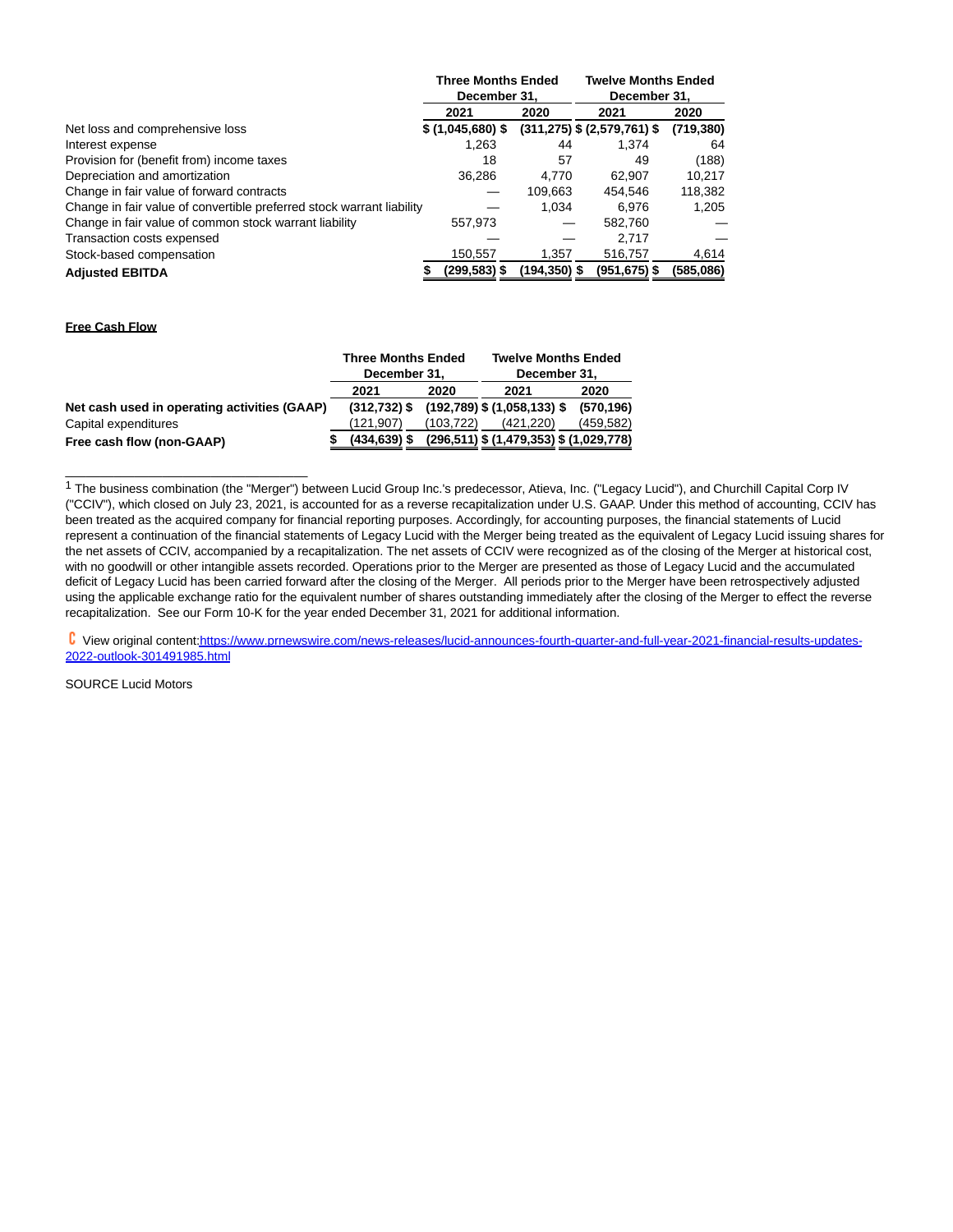| | Three Months Ended December 31, | | Twelve Months Ended December 31, | |
|---|---|---|---|---|
| | 2021 | 2020 | 2021 | 2020 |
| Net loss and comprehensive loss | $ (1,045,680) | $ (311,275) | $ (2,579,761) | $ (719,380) |
| Interest expense | 1,263 | 44 | 1,374 | 64 |
| Provision for (benefit from) income taxes | 18 | 57 | 49 | (188) |
| Depreciation and amortization | 36,286 | 4,770 | 62,907 | 10,217 |
| Change in fair value of forward contracts | — | 109,663 | 454,546 | 118,382 |
| Change in fair value of convertible preferred stock warrant liability | — | 1,034 | 6,976 | 1,205 |
| Change in fair value of common stock warrant liability | 557,973 | — | 582,760 | — |
| Transaction costs expensed | — | — | 2,717 | — |
| Stock-based compensation | 150,557 | 1,357 | 516,757 | 4,614 |
| **Adjusted EBITDA** | **$ (299,583)** | **$ (194,350)** | **$ (951,675)** | **$ (585,086)** |

**Free Cash Flow**

| | Three Months Ended December 31, | | Twelve Months Ended December 31, | |
|---|---|---|---|---|
| | 2021 | 2020 | 2021 | 2020 |
| **Net cash used in operating activities (GAAP)** | **(312,732) $** | **(192,789) $** | **(1,058,133) $** | **(570,196)** |
| Capital expenditures | (121,907) | (103,722) | (421,220) | (459,582) |
| **Free cash flow (non-GAAP)** | **$ (434,639) $** | **(296,511) $** | **(1,479,353) $** | **(1,029,778)** |

[1] The business combination (the "Merger") between Lucid Group Inc.'s predecessor, Atieva, Inc. ("Legacy Lucid"), and Churchill Capital Corp IV ("CCIV"), which closed on July 23, 2021, is accounted for as a reverse recapitalization under U.S. GAAP. Under this method of accounting, CCIV has been treated as the acquired company for financial reporting purposes. Accordingly, for accounting purposes, the financial statements of Lucid represent a continuation of the financial statements of Legacy Lucid with the Merger being treated as the equivalent of Legacy Lucid issuing shares for the net assets of CCIV, accompanied by a recapitalization. The net assets of CCIV were recognized as of the closing of the Merger at historical cost, with no goodwill or other intangible assets recorded. Operations prior to the Merger are presented as those of Legacy Lucid and the accumulated deficit of Legacy Lucid has been carried forward after the closing of the Merger. All periods prior to the Merger have been retrospectively adjusted using the applicable exchange ratio for the equivalent number of shares outstanding immediately after the closing of the Merger to effect the reverse recapitalization. See our Form 10-K for the year ended December 31, 2021 for additional information.

View original content:https://www.prnewswire.com/news-releases/lucid-announces-fourth-quarter-and-full-year-2021-financial-results-updates-2022-outlook-301491985.html

SOURCE Lucid Motors